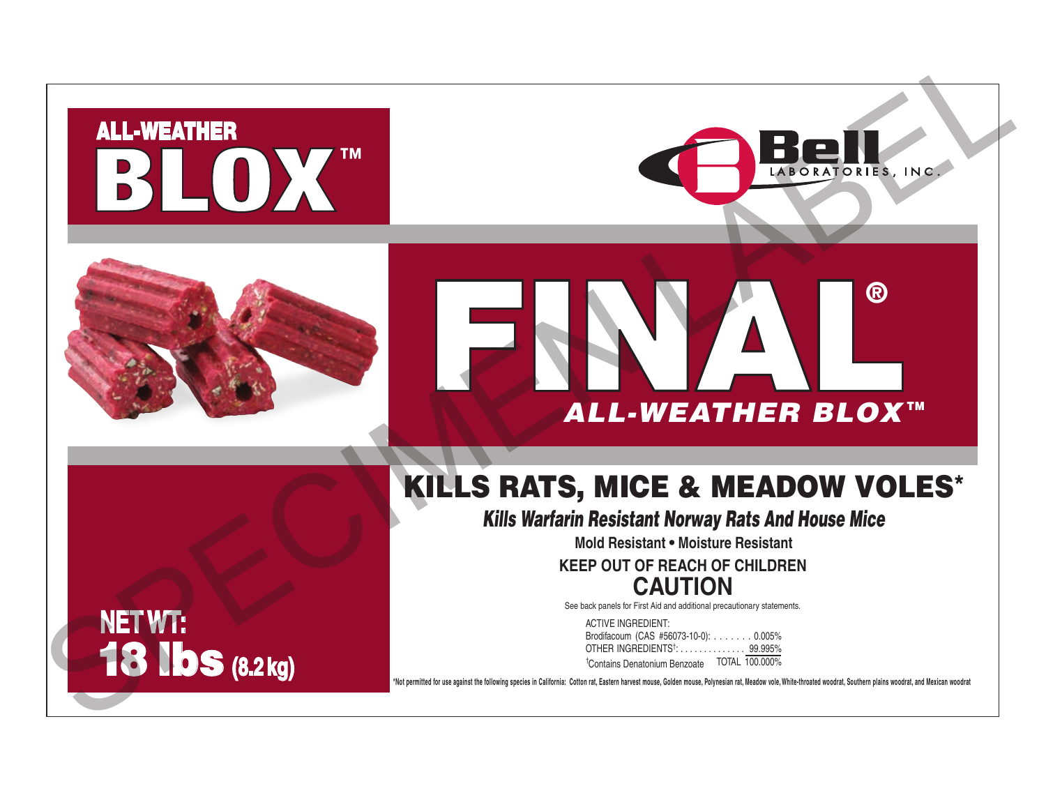# ALL-WEATHER BLOX™

**Bell LABORATORIES, INC.**

# FINAL®

## *ALL-WEATHER BLOX™*

## KILLS RATS, MICE & MEADOW VOLES*

***Kills Warfarin Resistant Norway Rats And House Mice***

**Mold Resistant • Moisture Resistant**

**KEEP OUT OF REACH OF CHILDREN**

## CAUTION

See back panels for First Aid and additional precautionary statements.

ACTIVE INGREDIENT:

| | |
|---|---|
| Brodifacoum (CAS #56073-10-0): . . . . . . . | 0.005% |
| OTHER INGREDIENTS†: . . . . . . . . . . . . . . | 99.995% |
| †Contains Denatonium Benzoate TOTAL | 100.000% |

**NET WT: 18 lbs (8.2 kg)**

**\*Not permitted for use against the following species in California: Cotton rat, Eastern harvest mouse, Golden mouse, Polynesian rat, Meadow vole, White-throated woodrat, Southern plains woodrat, and Mexican woodrat**

SPECIMEN LABEL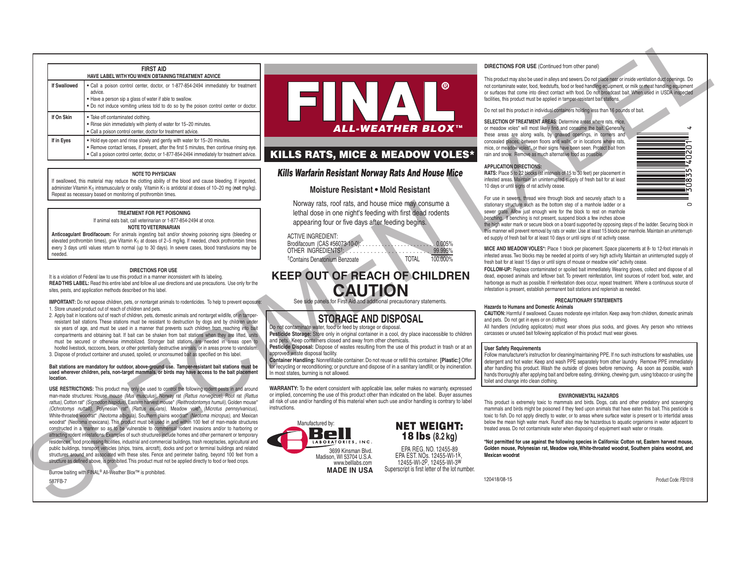## FIRST AID

**HAVE LABEL WITH YOU WHEN OBTAINING TREATMENT ADVICE**

| | |
|---|---|
| **If Swallowed** | • Call a poison control center, doctor, or 1-877-854-2494 immediately for treatment advice.<br>• Have a person sip a glass of water if able to swallow.<br>• Do not induce vomiting unless told to do so by the poison control center or doctor. |
| **If On Skin** | • Take off contaminated clothing.<br>• Rinse skin immediately with plenty of water for 15–20 minutes.<br>• Call a poison control center, doctor for treatment advice. |
| **If in Eyes** | • Hold eye open and rinse slowly and gently with water for 15–20 minutes.<br>• Remove contact lenses, if present, after the first 5 minutes, then continue rinsing eye.<br>• Call a poison control center, doctor, or 1-877-854-2494 immediately for treatment advice. |

### NOTE TO PHYSICIAN

If swallowed, this material may reduce the clotting ability of the blood and cause bleeding. If ingested, administer Vitamin $K_1$ intramuscularly or orally. Vitamin $K_1$ is antidotal at doses of 10–20 mg (**not** mg/kg). Repeat as necessary based on monitoring of prothrombin times.

### TREATMENT FOR PET POISONING

If animal eats bait, call veterinarian or 1-877-854-2494 at once.

**NOTE TO VETERINARIAN**

**Anticoagulant Brodifacoum:** For animals ingesting bait and/or showing poisoning signs (bleeding or elevated prothrombin times), give Vitamin $K_1$ at doses of 2–5 mg/kg. If needed, check prothrombin times every 3 days until values return to normal (up to 30 days). In severe cases, blood transfusions may be needed.

### DIRECTIONS FOR USE

It is a violation of Federal law to use this product in a manner inconsistent with its labeling.

**READ THIS LABEL:** Read this entire label and follow all use directions and use precautions. Use only for the sites, pests, and application methods described on this label.

**IMPORTANT:** Do not expose children, pets, or nontarget animals to rodenticides. To help to prevent exposure:

1. Store unused product out of reach of children and pets.
2. Apply bait in locations out of reach of children, pets, domestic animals and nontarget wildlife, or in tamper-resistant bait stations. These stations must be resistant to destruction by dogs and by children under six years of age, and must be used in a manner that prevents such children from reaching into bait compartments and obtaining bait. If bait can be shaken from bait stations when they are lifted, units must be secured or otherwise immobilized. Stronger bait stations are needed in areas open to hoofed livestock, raccoons, bears, or other potentially destructive animals, or in areas prone to vandalism.
3. Dispose of product container and unused, spoiled, or unconsumed bait as specified on this label.

**Bait stations are mandatory for outdoor, above-ground use. Tamper-resistant bait stations must be used wherever children, pets, non-target mammals, or birds may have access to the bait placement location.**

**USE RESTRICTIONS:** This product may only be used to control the following rodent pests in and around man-made structures: House mouse *(Mus musculus)*, Norway rat *(Rattus norvegicus)*, Roof rat *(Rattus rattus)*, Cotton rat* *(Sigmodon hispidus)*, Eastern harvest mouse* *(Reithrodontomys humuli)*, Golden mouse* *(Ochrotomys nuttalli)*, Polynesian rat* *(Rattus exulans)*, Meadow vole* *(Microtus pennsylvanicus)*, White-throated woodrat* *(Neotoma albigula)*, Southern plains woodrat* *(Neotoma micropus)*, and Mexican woodrat* (Neotoma mexicana). This product must be used in and within 100 feet of man-made structures constructed in a manner so as to be vulnerable to commensal rodent invasions and/or to harboring or attracting rodent infestations. Examples of such structures include homes and other permanent or temporary residences, food processing facilities, industrial and commercial buildings, trash receptacles, agricultural and public buildings, transport vehicles (ships, trains, aircraft), docks and port or terminal buildings and related structures around and associated with these sites. Fence and perimeter baiting, beyond 100 feet from a structure as defined above, is prohibited. This product must not be applied directly to food or feed crops.

Burrow baiting with FINAL® All-Weather Blox™ is prohibited.

587FB-7

# FINAL®

## ALL-WEATHER BLOX™

## KILLS RATS, MICE & MEADOW VOLES*

***Kills Warfarin Resistant Norway Rats And House Mice***

**Moisture Resistant • Mold Resistant**

Norway rats, roof rats, and house mice may consume a lethal dose in one night's feeding with first dead rodents appearing four or five days after feeding begins.

| | |
|---|---|
| ACTIVE INGREDIENT: | |
| Brodifacoum (CAS #56073-10-0): | 0.005% |
| OTHER INGREDIENTS†: | 99.995% |
| †Contains Denatonium Benzoate TOTAL | 100.000% |

## KEEP OUT OF REACH OF CHILDREN

## CAUTION

See side panels for First Aid and additional precautionary statements.

## STORAGE AND DISPOSAL

Do not contaminate water, food or feed by storage or disposal.

**Pesticide Storage:** Store only in original container in a cool, dry place inaccessible to children and pets. Keep containers closed and away from other chemicals.

**Pesticide Disposal:** Dispose of wastes resulting from the use of this product in trash or at an approved waste disposal facility.

**Container Handling:** Nonrefillable container. Do not reuse or refill this container. **[Plastic:]** Offer for recycling or reconditioning; or puncture and dispose of in a sanitary landfill; or by incineration. In most states, burning is not allowed.

**WARRANTY:** To the extent consistent with applicable law, seller makes no warranty, expressed or implied, concerning the use of this product other than indicated on the label. Buyer assumes all risk of use and/or handling of this material when such use and/or handling is contrary to label instructions.

Manufactured by:

Bell LABORATORIES, INC.

3699 Kinsman Blvd.
Madison, WI 53704 U.S.A.
www.belllabs.com
**MADE IN USA**

**NET WEIGHT:**
**18 lbs (8.2 kg)**

EPA REG. NO. 12455-89
EPA EST. NOs. 12455-WI-1K, 12455-WI-2P, 12455-WI-3W
Superscript is first letter of the lot number.

### DIRECTIONS FOR USE (Continued from other panel)

This product may also be used in alleys and sewers. Do not place near or inside ventilation duct openings. Do not contaminate water, food, feedstuffs, food or feed handling equipment, or milk or meat handling equipment or surfaces that come into direct contact with food. Do not broadcast bait. When used in USDA inspected facilities, this product must be applied in tamper-resistant bait stations.

Do not sell this product in individual containers holding less than 16 pounds of bait.

**SELECTION OF TREATMENT AREAS:** Determine areas where rats, mice, or meadow voles* will most likely find and consume the bait. Generally, these areas are along walls, by gnawed openings, in corners and concealed places, between floors and walls, or in locations where rats, mice, or meadow voles*, or their signs have been seen. Protect bait from rain and snow. Remove as much alternative food as possible.

**APPLICATION DIRECTIONS:**

**RATS:** Place 5 to 22 blocks (at intervals of 15 to 30 feet) per placement in infested areas. Maintain an uninterrupted supply of fresh bait for at least 10 days or until signs of rat activity cease.

For use in sewers, thread wire through block and securely attach to a stationary structure such as the bottom step of a manhole ladder or a sewer grate. Allow just enough wire for the block to rest on manhole benching. If benching is not present, suspend block a few inches above the high water mark or secure block on a board supported by opposing steps of the ladder. Securing block in this manner will prevent removal by rats or water. Use at least 15 blocks per manhole. Maintain an uninterrupted supply of fresh bait for at least 10 days or until signs of rat activity cease.

0 30835 40201 4

**MICE AND MEADOW VOLES*:** Place 1 block per placement. Space placements at 8- to 12-foot intervals in infested areas. Two blocks may be needed at points of very high activity. Maintain an uninterrupted supply of fresh bait for at least 15 days or until signs of mouse or meadow vole* activity cease.

**FOLLOW-UP:** Replace contaminated or spoiled bait immediately. Wearing gloves, collect and dispose of all dead, exposed animals and leftover bait. To prevent reinfestation, limit sources of rodent food, water, and harborage as much as possible. If reinfestation does occur, repeat treatment. Where a continuous source of infestation is present, establish permanent bait stations and replenish as needed.

### PRECAUTIONARY STATEMENTS

**Hazards to Humans and Domestic Animals**

**CAUTION:** Harmful if swallowed. Causes moderate eye irritation. Keep away from children, domestic animals and pets. Do not get in eyes or on clothing.

All handlers (including applicators) must wear shoes plus socks, and gloves. Any person who retrieves carcasses or unused bait following application of this product must wear gloves.

**User Safety Requirements**

Follow manufacturer's instruction for cleaning/maintaining PPE. If no such instructions for washables, use detergent and hot water. Keep and wash PPE separately from other laundry. Remove PPE immediately after handling this product. Wash the outside of gloves before removing. As soon as possible, wash hands thoroughly after applying bait and before eating, drinking, chewing gum, using tobacco or using the toilet and change into clean clothing.

### ENVIRONMENTAL HAZARDS

This product is extremely toxic to mammals and birds. Dogs, cats and other predatory and scavenging mammals and birds might be poisoned if they feed upon animals that have eaten this bait. This pesticide is toxic to fish. Do not apply directly to water, or to areas where surface water is present or to intertidal areas below the mean high water mark. Runoff also may be hazardous to aquatic organisms in water adjacent to treated areas. Do not contaminate water when disposing of equipment wash water or rinsate.

**\*Not permitted for use against the following species in California: Cotton rat, Eastern harvest mouse, Golden mouse, Polynesian rat, Meadow vole, White-throated woodrat, Southern plains woodrat, and Mexican woodrat**

120418/08-15

Product Code: FB1018

SPECIMEN LABEL